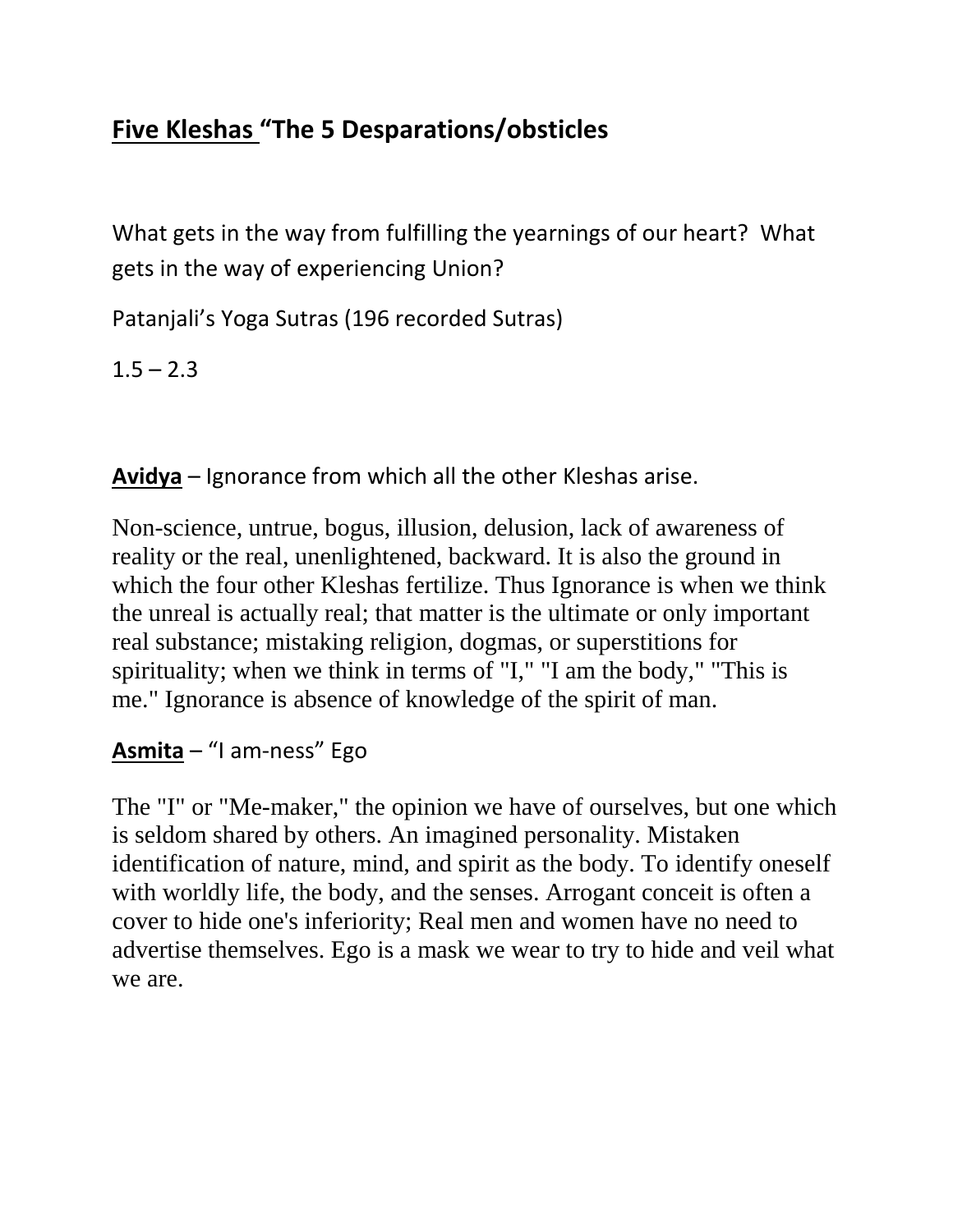## <u>Five Kleshas </u>“The 5 Desparations/obsticles

What gets in the way from fulfilling the yearnings of our heart? What gets in the way of experiencing Union?

Patanjali’s Yoga Sutras (196 recorded Sutras)

1.5 – 2.3

**<u>Avidya</u>** – Ignorance from which all the other Kleshas arise.

Non-science, untrue, bogus, illusion, delusion, lack of awareness of reality or the real, unenlightened, backward. It is also the ground in which the four other Kleshas fertilize. Thus Ignorance is when we think the unreal is actually real; that matter is the ultimate or only important real substance; mistaking religion, dogmas, or superstitions for spirituality; when we think in terms of "I," "I am the body," "This is me." Ignorance is absence of knowledge of the spirit of man.

**<u>Asmita</u>** – “I am-ness” Ego

The "I" or "Me-maker," the opinion we have of ourselves, but one which is seldom shared by others. An imagined personality. Mistaken identification of nature, mind, and spirit as the body. To identify oneself with worldly life, the body, and the senses. Arrogant conceit is often a cover to hide one's inferiority; Real men and women have no need to advertise themselves. Ego is a mask we wear to try to hide and veil what we are.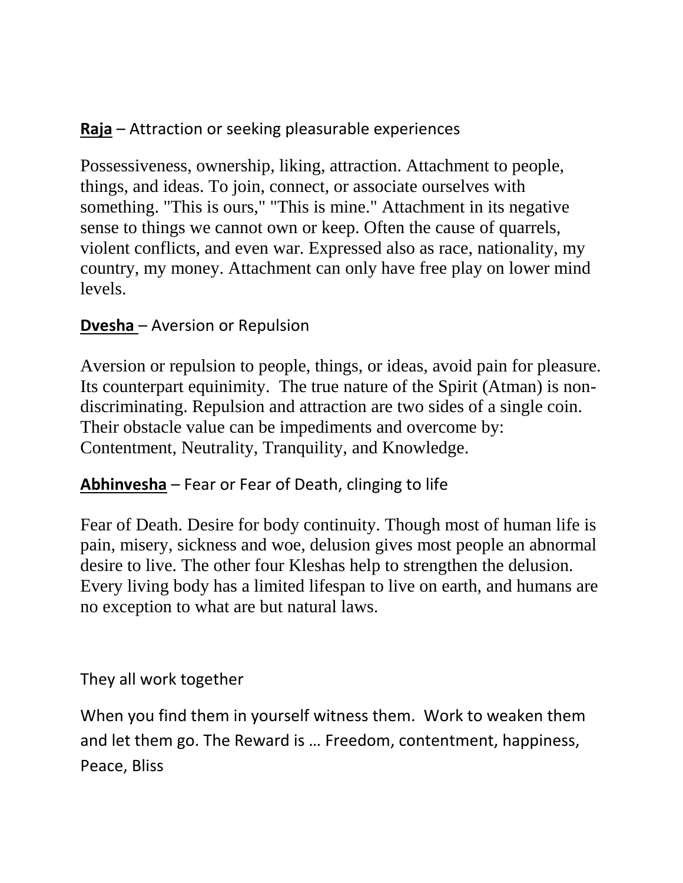**Raja** – Attraction or seeking pleasurable experiences

Possessiveness, ownership, liking, attraction. Attachment to people, things, and ideas. To join, connect, or associate ourselves with something. "This is ours," "This is mine." Attachment in its negative sense to things we cannot own or keep. Often the cause of quarrels, violent conflicts, and even war. Expressed also as race, nationality, my country, my money. Attachment can only have free play on lower mind levels.

**Dvesha** – Aversion or Repulsion

Aversion or repulsion to people, things, or ideas, avoid pain for pleasure. Its counterpart equinimity. The true nature of the Spirit (Atman) is non-discriminating. Repulsion and attraction are two sides of a single coin. Their obstacle value can be impediments and overcome by: Contentment, Neutrality, Tranquility, and Knowledge.

**Abhinvesha** – Fear or Fear of Death, clinging to life

Fear of Death. Desire for body continuity. Though most of human life is pain, misery, sickness and woe, delusion gives most people an abnormal desire to live. The other four Kleshas help to strengthen the delusion. Every living body has a limited lifespan to live on earth, and humans are no exception to what are but natural laws.

They all work together

When you find them in yourself witness them. Work to weaken them and let them go. The Reward is … Freedom, contentment, happiness, Peace, Bliss